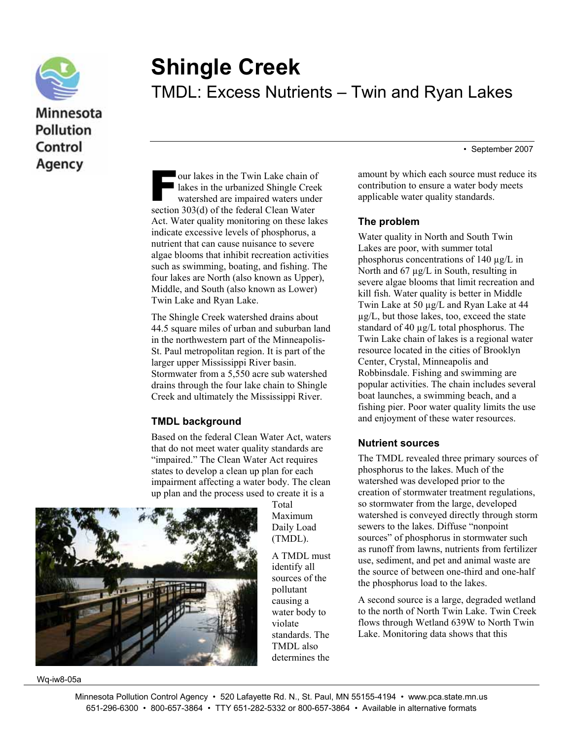# Shingle Creek

## TMDL: Excess Nutrients – Twin and Ryan Lakes

• September 2007

Four lakes in the Twin Lake chain of lakes in the urbanized Shingle Creek watershed are impaired waters under section 303(d) of the federal Clean Water Act. Water quality monitoring on these lakes indicate excessive levels of phosphorus, a nutrient that can cause nuisance to severe algae blooms that inhibit recreation activities such as swimming, boating, and fishing. The four lakes are North (also known as Upper), Middle, and South (also known as Lower) Twin Lake and Ryan Lake.

The Shingle Creek watershed drains about 44.5 square miles of urban and suburban land in the northwestern part of the Minneapolis-St. Paul metropolitan region. It is part of the larger upper Mississippi River basin. Stormwater from a 5,550 acre sub watershed drains through the four lake chain to Shingle Creek and ultimately the Mississippi River.

### TMDL background

Based on the federal Clean Water Act, waters that do not meet water quality standards are "impaired." The Clean Water Act requires states to develop a clean up plan for each impairment affecting a water body. The clean up plan and the process used to create it is a Total Maximum Daily Load (TMDL).

A TMDL must identify all sources of the pollutant causing a water body to violate standards. The TMDL also determines the amount by which each source must reduce its contribution to ensure a water body meets applicable water quality standards.

### The problem

Water quality in North and South Twin Lakes are poor, with summer total phosphorus concentrations of 140 µg/L in North and 67 µg/L in South, resulting in severe algae blooms that limit recreation and kill fish. Water quality is better in Middle Twin Lake at 50 µg/L and Ryan Lake at 44 µg/L, but those lakes, too, exceed the state standard of 40 µg/L total phosphorus. The Twin Lake chain of lakes is a regional water resource located in the cities of Brooklyn Center, Crystal, Minneapolis and Robbinsdale. Fishing and swimming are popular activities. The chain includes several boat launches, a swimming beach, and a fishing pier. Poor water quality limits the use and enjoyment of these water resources.

### Nutrient sources

The TMDL revealed three primary sources of phosphorus to the lakes. Much of the watershed was developed prior to the creation of stormwater treatment regulations, so stormwater from the large, developed watershed is conveyed directly through storm sewers to the lakes. Diffuse "nonpoint sources" of phosphorus in stormwater such as runoff from lawns, nutrients from fertilizer use, sediment, and pet and animal waste are the source of between one-third and one-half the phosphorus load to the lakes.

A second source is a large, degraded wetland to the north of North Twin Lake. Twin Creek flows through Wetland 639W to North Twin Lake. Monitoring data shows that this

Wq-iw8-05a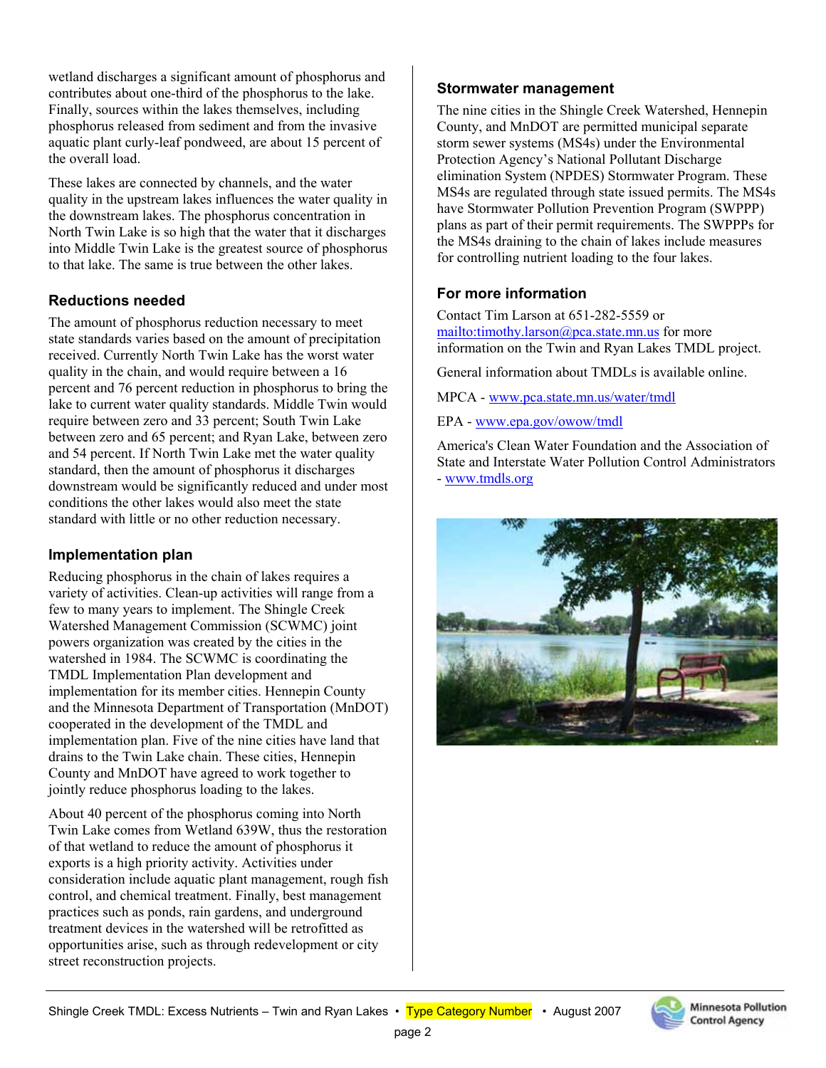wetland discharges a significant amount of phosphorus and contributes about one-third of the phosphorus to the lake. Finally, sources within the lakes themselves, including phosphorus released from sediment and from the invasive aquatic plant curly-leaf pondweed, are about 15 percent of the overall load.

These lakes are connected by channels, and the water quality in the upstream lakes influences the water quality in the downstream lakes. The phosphorus concentration in North Twin Lake is so high that the water that it discharges into Middle Twin Lake is the greatest source of phosphorus to that lake. The same is true between the other lakes.

## Reductions needed

The amount of phosphorus reduction necessary to meet state standards varies based on the amount of precipitation received. Currently North Twin Lake has the worst water quality in the chain, and would require between a 16 percent and 76 percent reduction in phosphorus to bring the lake to current water quality standards. Middle Twin would require between zero and 33 percent; South Twin Lake between zero and 65 percent; and Ryan Lake, between zero and 54 percent. If North Twin Lake met the water quality standard, then the amount of phosphorus it discharges downstream would be significantly reduced and under most conditions the other lakes would also meet the state standard with little or no other reduction necessary.

## Implementation plan

Reducing phosphorus in the chain of lakes requires a variety of activities. Clean-up activities will range from a few to many years to implement. The Shingle Creek Watershed Management Commission (SCWMC) joint powers organization was created by the cities in the watershed in 1984. The SCWMC is coordinating the TMDL Implementation Plan development and implementation for its member cities. Hennepin County and the Minnesota Department of Transportation (MnDOT) cooperated in the development of the TMDL and implementation plan. Five of the nine cities have land that drains to the Twin Lake chain. These cities, Hennepin County and MnDOT have agreed to work together to jointly reduce phosphorus loading to the lakes.

About 40 percent of the phosphorus coming into North Twin Lake comes from Wetland 639W, thus the restoration of that wetland to reduce the amount of phosphorus it exports is a high priority activity. Activities under consideration include aquatic plant management, rough fish control, and chemical treatment. Finally, best management practices such as ponds, rain gardens, and underground treatment devices in the watershed will be retrofitted as opportunities arise, such as through redevelopment or city street reconstruction projects.

## Stormwater management

The nine cities in the Shingle Creek Watershed, Hennepin County, and MnDOT are permitted municipal separate storm sewer systems (MS4s) under the Environmental Protection Agency's National Pollutant Discharge elimination System (NPDES) Stormwater Program. These MS4s are regulated through state issued permits. The MS4s have Stormwater Pollution Prevention Program (SWPPP) plans as part of their permit requirements. The SWPPPs for the MS4s draining to the chain of lakes include measures for controlling nutrient loading to the four lakes.

## For more information

Contact Tim Larson at 651-282-5559 or mailto:timothy.larson@pca.state.mn.us for more information on the Twin and Ryan Lakes TMDL project.

General information about TMDLs is available online.

MPCA - www.pca.state.mn.us/water/tmdl

EPA - www.epa.gov/owow/tmdl

America's Clean Water Foundation and the Association of State and Interstate Water Pollution Control Administrators - www.tmdls.org